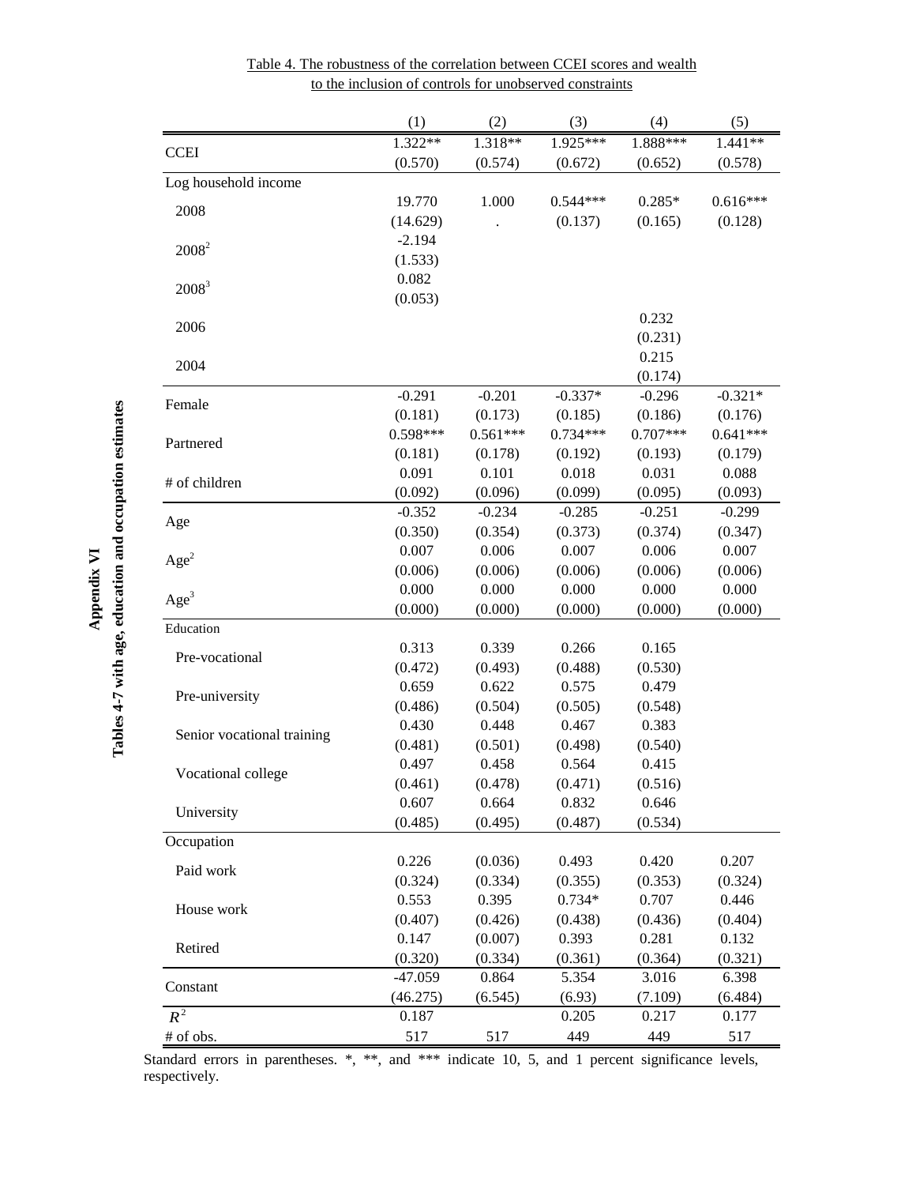# Appendix VI

## Tables 4-7 with age, education and occupation estimates

Table 4. The robustness of the correlation between CCEI scores and wealth to the inclusion of controls for unobserved constraints

| | (1) | (2) | (3) | (4) | (5) |
|---|---|---|---|---|---|
| CCEI | 1.322** | 1.318** | 1.925*** | 1.888*** | 1.441** |
| | (0.570) | (0.574) | (0.672) | (0.652) | (0.578) |
| Log household income | | | | | |
| 2008 | 19.770 | 1.000 | 0.544*** | 0.285* | 0.616*** |
| | (14.629) | . | (0.137) | (0.165) | (0.128) |
| $2008^2$ | -2.194 | | | | |
| | (1.533) | | | | |
| $2008^3$ | 0.082 | | | | |
| | (0.053) | | | | |
| 2006 | | | | 0.232 | |
| | | | | (0.231) | |
| 2004 | | | | 0.215 | |
| | | | | (0.174) | |
| Female | -0.291 | -0.201 | -0.337* | -0.296 | -0.321* |
| | (0.181) | (0.173) | (0.185) | (0.186) | (0.176) |
| Partnered | 0.598*** | 0.561*** | 0.734*** | 0.707*** | 0.641*** |
| | (0.181) | (0.178) | (0.192) | (0.193) | (0.179) |
| # of children | 0.091 | 0.101 | 0.018 | 0.031 | 0.088 |
| | (0.092) | (0.096) | (0.099) | (0.095) | (0.093) |
| Age | -0.352 | -0.234 | -0.285 | -0.251 | -0.299 |
| | (0.350) | (0.354) | (0.373) | (0.374) | (0.347) |
| $Age^2$ | 0.007 | 0.006 | 0.007 | 0.006 | 0.007 |
| | (0.006) | (0.006) | (0.006) | (0.006) | (0.006) |
| $Age^3$ | 0.000 | 0.000 | 0.000 | 0.000 | 0.000 |
| | (0.000) | (0.000) | (0.000) | (0.000) | (0.000) |
| Education | | | | | |
| Pre-vocational | 0.313 | 0.339 | 0.266 | 0.165 | |
| | (0.472) | (0.493) | (0.488) | (0.530) | |
| Pre-university | 0.659 | 0.622 | 0.575 | 0.479 | |
| | (0.486) | (0.504) | (0.505) | (0.548) | |
| Senior vocational training | 0.430 | 0.448 | 0.467 | 0.383 | |
| | (0.481) | (0.501) | (0.498) | (0.540) | |
| Vocational college | 0.497 | 0.458 | 0.564 | 0.415 | |
| | (0.461) | (0.478) | (0.471) | (0.516) | |
| University | 0.607 | 0.664 | 0.832 | 0.646 | |
| | (0.485) | (0.495) | (0.487) | (0.534) | |
| Occupation | | | | | |
| Paid work | 0.226 | (0.036) | 0.493 | 0.420 | 0.207 |
| | (0.324) | (0.334) | (0.355) | (0.353) | (0.324) |
| House work | 0.553 | 0.395 | 0.734* | 0.707 | 0.446 |
| | (0.407) | (0.426) | (0.438) | (0.436) | (0.404) |
| Retired | 0.147 | (0.007) | 0.393 | 0.281 | 0.132 |
| | (0.320) | (0.334) | (0.361) | (0.364) | (0.321) |
| Constant | -47.059 | 0.864 | 5.354 | 3.016 | 6.398 |
| | (46.275) | (6.545) | (6.93) | (7.109) | (6.484) |
| $R^2$ | 0.187 | | 0.205 | 0.217 | 0.177 |
| # of obs. | 517 | 517 | 449 | 449 | 517 |

Standard errors in parentheses. *, **, and *** indicate 10, 5, and 1 percent significance levels, respectively.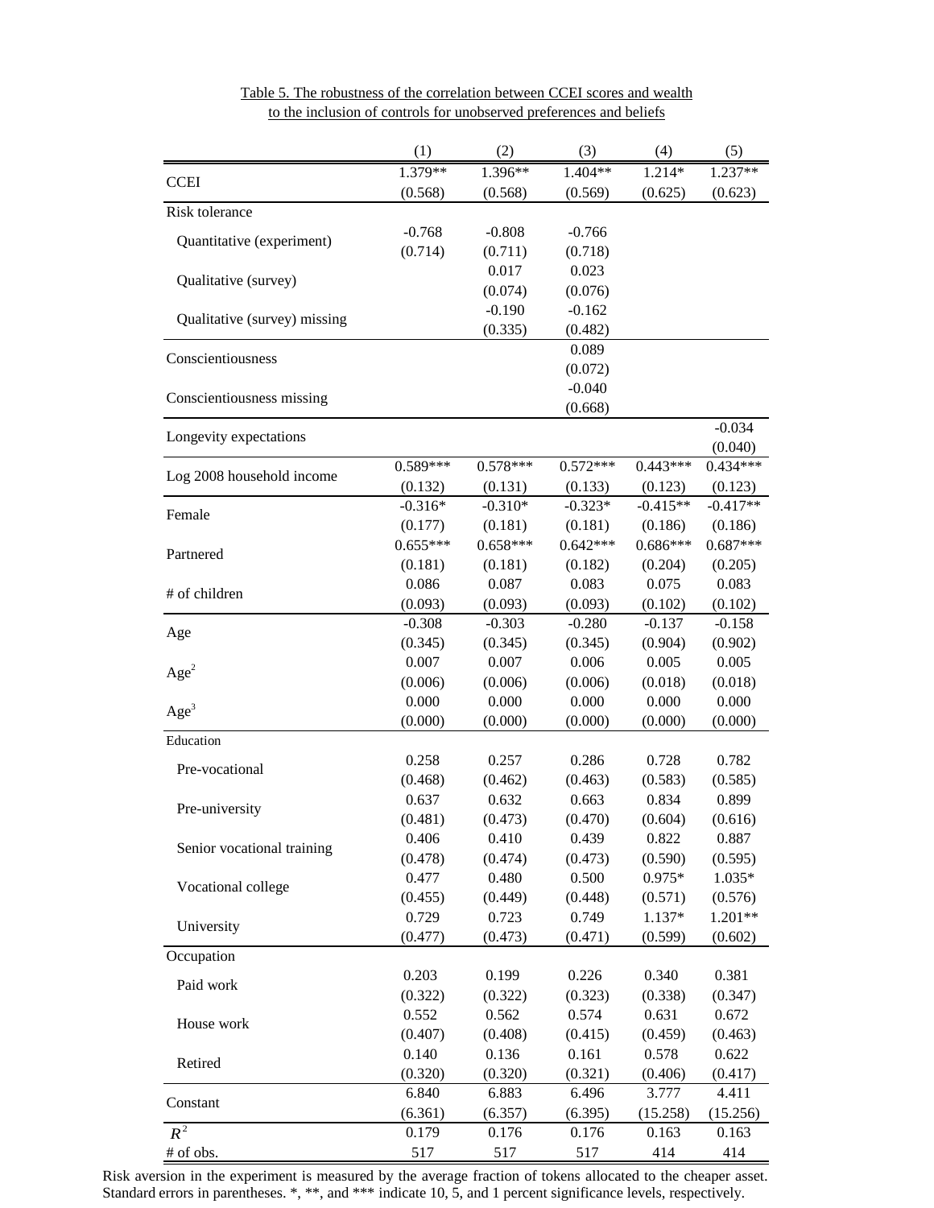Table 5. The robustness of the correlation between CCEI scores and wealth to the inclusion of controls for unobserved preferences and beliefs

| | (1) | (2) | (3) | (4) | (5) |
|---|---|---|---|---|---|
| CCEI | 1.379** | 1.396** | 1.404** | 1.214* | 1.237** |
| | (0.568) | (0.568) | (0.569) | (0.625) | (0.623) |
| Risk tolerance | | | | | |
| Quantitative (experiment) | -0.768 | -0.808 | -0.766 | | |
| | (0.714) | (0.711) | (0.718) | | |
| Qualitative (survey) | | 0.017 | 0.023 | | |
| | | (0.074) | (0.076) | | |
| Qualitative (survey) missing | | -0.190 | -0.162 | | |
| | | (0.335) | (0.482) | | |
| Conscientiousness | | | 0.089 | | |
| | | | (0.072) | | |
| Conscientiousness missing | | | -0.040 | | |
| | | | (0.668) | | |
| Longevity expectations | | | | | -0.034 |
| | | | | | (0.040) |
| Log 2008 household income | 0.589*** | 0.578*** | 0.572*** | 0.443*** | 0.434*** |
| | (0.132) | (0.131) | (0.133) | (0.123) | (0.123) |
| Female | -0.316* | -0.310* | -0.323* | -0.415** | -0.417** |
| | (0.177) | (0.181) | (0.181) | (0.186) | (0.186) |
| Partnered | 0.655*** | 0.658*** | 0.642*** | 0.686*** | 0.687*** |
| | (0.181) | (0.181) | (0.182) | (0.204) | (0.205) |
| # of children | 0.086 | 0.087 | 0.083 | 0.075 | 0.083 |
| | (0.093) | (0.093) | (0.093) | (0.102) | (0.102) |
| Age | -0.308 | -0.303 | -0.280 | -0.137 | -0.158 |
| | (0.345) | (0.345) | (0.345) | (0.904) | (0.902) |
| $Age^2$ | 0.007 | 0.007 | 0.006 | 0.005 | 0.005 |
| | (0.006) | (0.006) | (0.006) | (0.018) | (0.018) |
| $Age^3$ | 0.000 | 0.000 | 0.000 | 0.000 | 0.000 |
| | (0.000) | (0.000) | (0.000) | (0.000) | (0.000) |
| Education | | | | | |
| Pre-vocational | 0.258 | 0.257 | 0.286 | 0.728 | 0.782 |
| | (0.468) | (0.462) | (0.463) | (0.583) | (0.585) |
| Pre-university | 0.637 | 0.632 | 0.663 | 0.834 | 0.899 |
| | (0.481) | (0.473) | (0.470) | (0.604) | (0.616) |
| Senior vocational training | 0.406 | 0.410 | 0.439 | 0.822 | 0.887 |
| | (0.478) | (0.474) | (0.473) | (0.590) | (0.595) |
| Vocational college | 0.477 | 0.480 | 0.500 | 0.975* | 1.035* |
| | (0.455) | (0.449) | (0.448) | (0.571) | (0.576) |
| University | 0.729 | 0.723 | 0.749 | 1.137* | 1.201** |
| | (0.477) | (0.473) | (0.471) | (0.599) | (0.602) |
| Occupation | | | | | |
| Paid work | 0.203 | 0.199 | 0.226 | 0.340 | 0.381 |
| | (0.322) | (0.322) | (0.323) | (0.338) | (0.347) |
| House work | 0.552 | 0.562 | 0.574 | 0.631 | 0.672 |
| | (0.407) | (0.408) | (0.415) | (0.459) | (0.463) |
| Retired | 0.140 | 0.136 | 0.161 | 0.578 | 0.622 |
| | (0.320) | (0.320) | (0.321) | (0.406) | (0.417) |
| Constant | 6.840 | 6.883 | 6.496 | 3.777 | 4.411 |
| | (6.361) | (6.357) | (6.395) | (15.258) | (15.256) |
| $R^2$ | 0.179 | 0.176 | 0.176 | 0.163 | 0.163 |
| # of obs. | 517 | 517 | 517 | 414 | 414 |

Risk aversion in the experiment is measured by the average fraction of tokens allocated to the cheaper asset. Standard errors in parentheses. *, **, and *** indicate 10, 5, and 1 percent significance levels, respectively.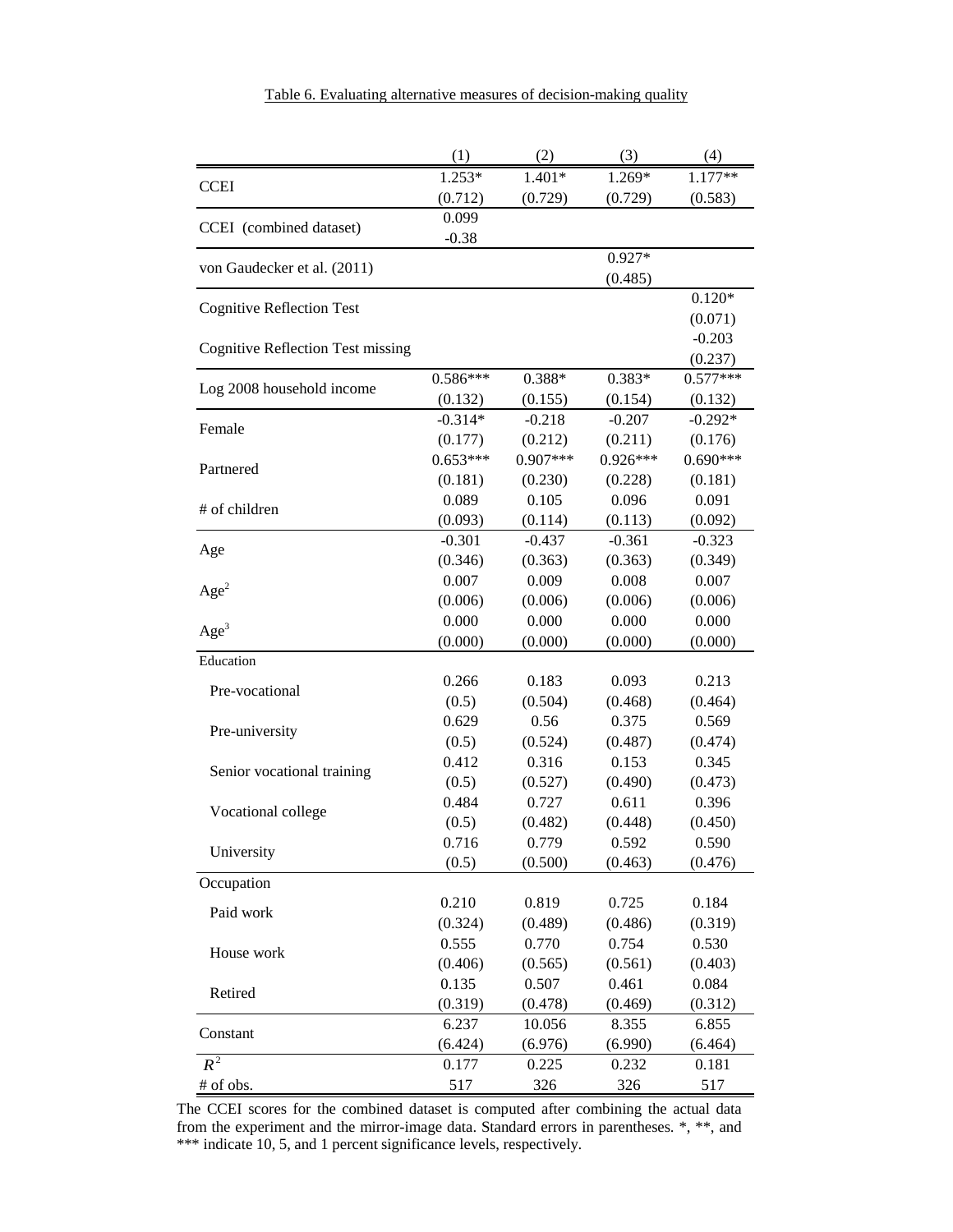Table 6. Evaluating alternative measures of decision-making quality

| | (1) | (2) | (3) | (4) |
|---|---|---|---|---|
| CCEI | 1.253* | 1.401* | 1.269* | 1.177** |
| | (0.712) | (0.729) | (0.729) | (0.583) |
| CCEI (combined dataset) | 0.099 | | | |
| | -0.38 | | | |
| von Gaudecker et al. (2011) | | | 0.927* | |
| | | | (0.485) | |
| Cognitive Reflection Test | | | | 0.120* |
| | | | | (0.071) |
| Cognitive Reflection Test missing | | | | -0.203 |
| | | | | (0.237) |
| Log 2008 household income | 0.586*** | 0.388* | 0.383* | 0.577*** |
| | (0.132) | (0.155) | (0.154) | (0.132) |
| Female | -0.314* | -0.218 | -0.207 | -0.292* |
| | (0.177) | (0.212) | (0.211) | (0.176) |
| Partnered | 0.653*** | 0.907*** | 0.926*** | 0.690*** |
| | (0.181) | (0.230) | (0.228) | (0.181) |
| # of children | 0.089 | 0.105 | 0.096 | 0.091 |
| | (0.093) | (0.114) | (0.113) | (0.092) |
| Age | -0.301 | -0.437 | -0.361 | -0.323 |
| | (0.346) | (0.363) | (0.363) | (0.349) |
| $Age^2$ | 0.007 | 0.009 | 0.008 | 0.007 |
| | (0.006) | (0.006) | (0.006) | (0.006) |
| $Age^3$ | 0.000 | 0.000 | 0.000 | 0.000 |
| | (0.000) | (0.000) | (0.000) | (0.000) |
| Education | | | | |
| Pre-vocational | 0.266 | 0.183 | 0.093 | 0.213 |
| | (0.5) | (0.504) | (0.468) | (0.464) |
| Pre-university | 0.629 | 0.56 | 0.375 | 0.569 |
| | (0.5) | (0.524) | (0.487) | (0.474) |
| Senior vocational training | 0.412 | 0.316 | 0.153 | 0.345 |
| | (0.5) | (0.527) | (0.490) | (0.473) |
| Vocational college | 0.484 | 0.727 | 0.611 | 0.396 |
| | (0.5) | (0.482) | (0.448) | (0.450) |
| University | 0.716 | 0.779 | 0.592 | 0.590 |
| | (0.5) | (0.500) | (0.463) | (0.476) |
| Occupation | | | | |
| Paid work | 0.210 | 0.819 | 0.725 | 0.184 |
| | (0.324) | (0.489) | (0.486) | (0.319) |
| House work | 0.555 | 0.770 | 0.754 | 0.530 |
| | (0.406) | (0.565) | (0.561) | (0.403) |
| Retired | 0.135 | 0.507 | 0.461 | 0.084 |
| | (0.319) | (0.478) | (0.469) | (0.312) |
| Constant | 6.237 | 10.056 | 8.355 | 6.855 |
| | (6.424) | (6.976) | (6.990) | (6.464) |
| $R^2$ | 0.177 | 0.225 | 0.232 | 0.181 |
| # of obs. | 517 | 326 | 326 | 517 |

The CCEI scores for the combined dataset is computed after combining the actual data from the experiment and the mirror-image data. Standard errors in parentheses. *, **, and *** indicate 10, 5, and 1 percent significance levels, respectively.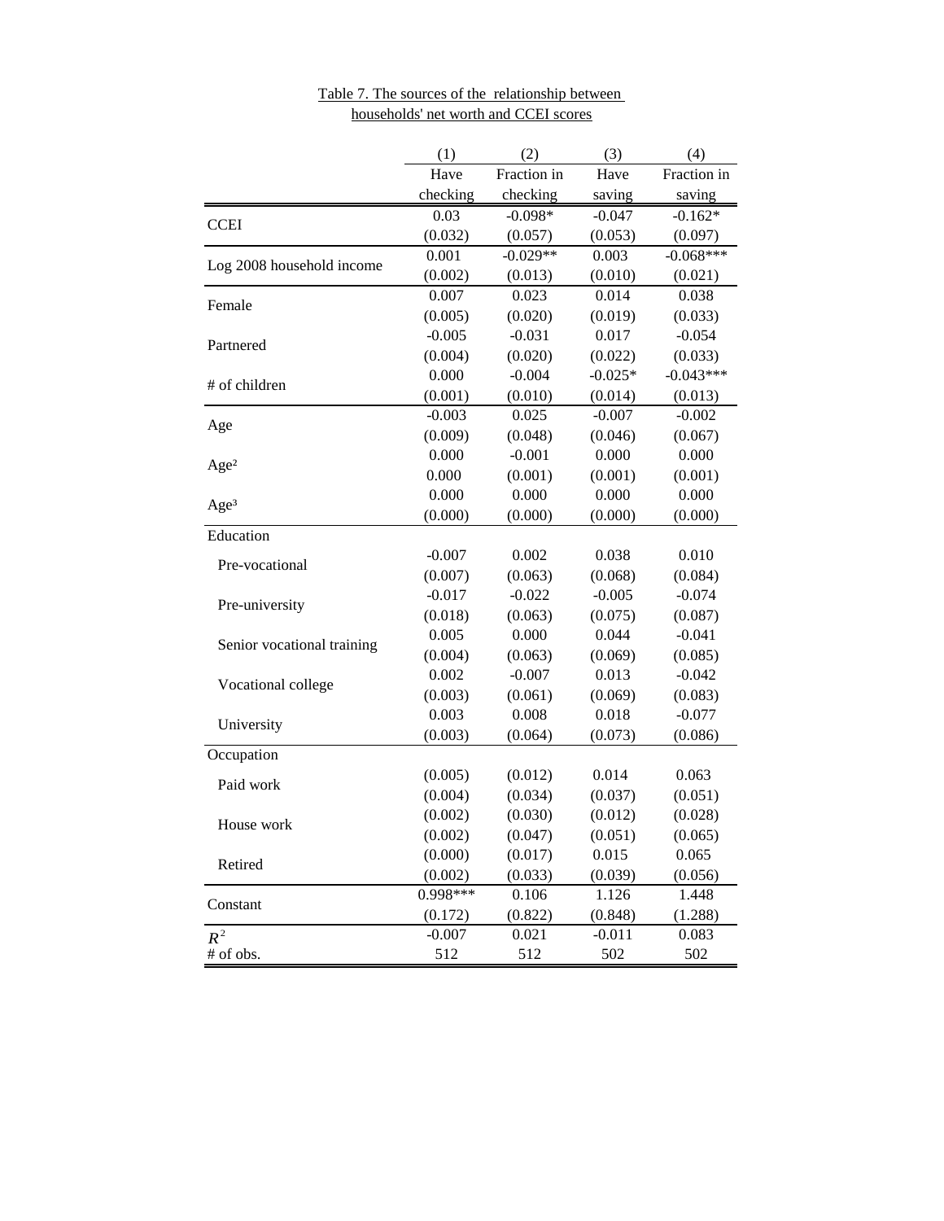Table 7. The sources of the relationship between households' net worth and CCEI scores

| | (1) | (2) | (3) | (4) |
|---|---|---|---|---|
| | Have checking | Fraction in checking | Have saving | Fraction in saving |
| CCEI | 0.03 | -0.098* | -0.047 | -0.162* |
| | (0.032) | (0.057) | (0.053) | (0.097) |
| Log 2008 household income | 0.001 | -0.029** | 0.003 | -0.068*** |
| | (0.002) | (0.013) | (0.010) | (0.021) |
| Female | 0.007 | 0.023 | 0.014 | 0.038 |
| | (0.005) | (0.020) | (0.019) | (0.033) |
| Partnered | -0.005 | -0.031 | 0.017 | -0.054 |
| | (0.004) | (0.020) | (0.022) | (0.033) |
| # of children | 0.000 | -0.004 | -0.025* | -0.043*** |
| | (0.001) | (0.010) | (0.014) | (0.013) |
| Age | -0.003 | 0.025 | -0.007 | -0.002 |
| | (0.009) | (0.048) | (0.046) | (0.067) |
| $Age^2$ | 0.000 | -0.001 | 0.000 | 0.000 |
| | 0.000 | (0.001) | (0.001) | (0.001) |
| $Age^3$ | 0.000 | 0.000 | 0.000 | 0.000 |
| | (0.000) | (0.000) | (0.000) | (0.000) |
| Education | | | | |
| Pre-vocational | -0.007 | 0.002 | 0.038 | 0.010 |
| | (0.007) | (0.063) | (0.068) | (0.084) |
| Pre-university | -0.017 | -0.022 | -0.005 | -0.074 |
| | (0.018) | (0.063) | (0.075) | (0.087) |
| Senior vocational training | 0.005 | 0.000 | 0.044 | -0.041 |
| | (0.004) | (0.063) | (0.069) | (0.085) |
| Vocational college | 0.002 | -0.007 | 0.013 | -0.042 |
| | (0.003) | (0.061) | (0.069) | (0.083) |
| University | 0.003 | 0.008 | 0.018 | -0.077 |
| | (0.003) | (0.064) | (0.073) | (0.086) |
| Occupation | | | | |
| Paid work | (0.005) | (0.012) | 0.014 | 0.063 |
| | (0.004) | (0.034) | (0.037) | (0.051) |
| House work | (0.002) | (0.030) | (0.012) | (0.028) |
| | (0.002) | (0.047) | (0.051) | (0.065) |
| Retired | (0.000) | (0.017) | 0.015 | 0.065 |
| | (0.002) | (0.033) | (0.039) | (0.056) |
| Constant | 0.998*** | 0.106 | 1.126 | 1.448 |
| | (0.172) | (0.822) | (0.848) | (1.288) |
| $R^2$ | -0.007 | 0.021 | -0.011 | 0.083 |
| # of obs. | 512 | 512 | 502 | 502 |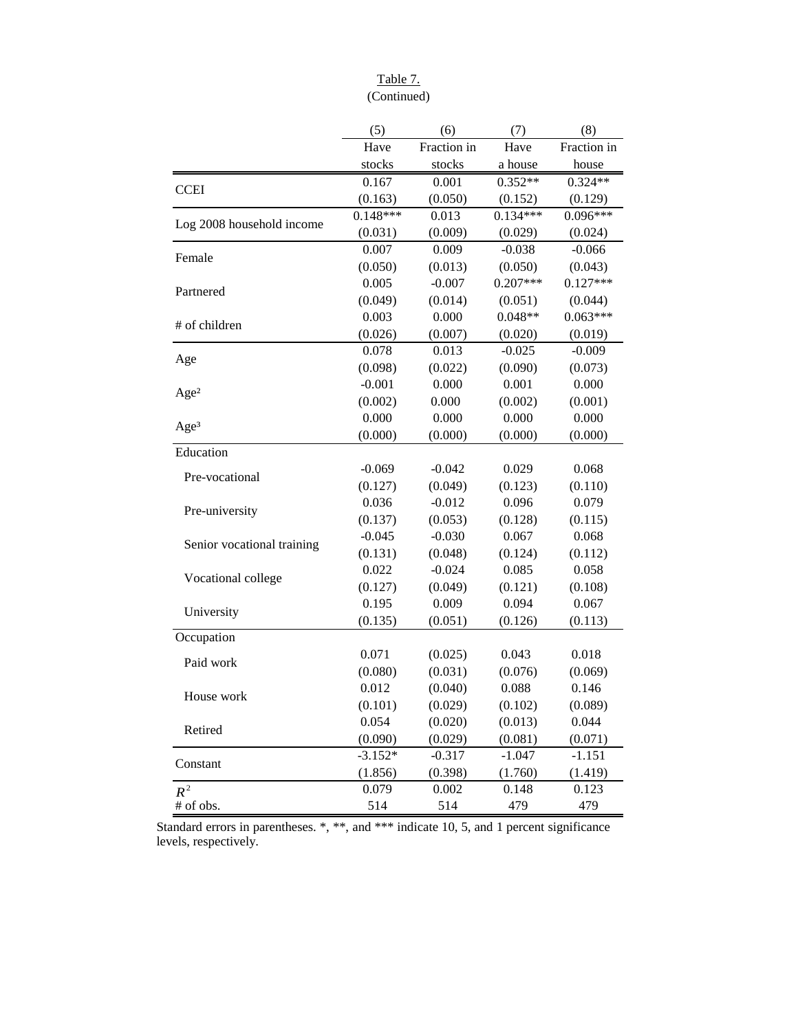Table 7.

(Continued)

| | (5) | (6) | (7) | (8) |
|---|---|---|---|---|
| | Have stocks | Fraction in stocks | Have a house | Fraction in house |
| CCEI | 0.167 | 0.001 | 0.352** | 0.324** |
| | (0.163) | (0.050) | (0.152) | (0.129) |
| Log 2008 household income | 0.148*** | 0.013 | 0.134*** | 0.096*** |
| | (0.031) | (0.009) | (0.029) | (0.024) |
| Female | 0.007 | 0.009 | -0.038 | -0.066 |
| | (0.050) | (0.013) | (0.050) | (0.043) |
| Partnered | 0.005 | -0.007 | 0.207*** | 0.127*** |
| | (0.049) | (0.014) | (0.051) | (0.044) |
| # of children | 0.003 | 0.000 | 0.048** | 0.063*** |
| | (0.026) | (0.007) | (0.020) | (0.019) |
| Age | 0.078 | 0.013 | -0.025 | -0.009 |
| | (0.098) | (0.022) | (0.090) | (0.073) |
| Age² | -0.001 | 0.000 | 0.001 | 0.000 |
| | (0.002) | 0.000 | (0.002) | (0.001) |
| Age³ | 0.000 | 0.000 | 0.000 | 0.000 |
| | (0.000) | (0.000) | (0.000) | (0.000) |
| Education | | | | |
| Pre-vocational | -0.069 | -0.042 | 0.029 | 0.068 |
| | (0.127) | (0.049) | (0.123) | (0.110) |
| Pre-university | 0.036 | -0.012 | 0.096 | 0.079 |
| | (0.137) | (0.053) | (0.128) | (0.115) |
| Senior vocational training | -0.045 | -0.030 | 0.067 | 0.068 |
| | (0.131) | (0.048) | (0.124) | (0.112) |
| Vocational college | 0.022 | -0.024 | 0.085 | 0.058 |
| | (0.127) | (0.049) | (0.121) | (0.108) |
| University | 0.195 | 0.009 | 0.094 | 0.067 |
| | (0.135) | (0.051) | (0.126) | (0.113) |
| Occupation | | | | |
| Paid work | 0.071 | (0.025) | 0.043 | 0.018 |
| | (0.080) | (0.031) | (0.076) | (0.069) |
| House work | 0.012 | (0.040) | 0.088 | 0.146 |
| | (0.101) | (0.029) | (0.102) | (0.089) |
| Retired | 0.054 | (0.020) | (0.013) | 0.044 |
| | (0.090) | (0.029) | (0.081) | (0.071) |
| Constant | -3.152* | -0.317 | -1.047 | -1.151 |
| | (1.856) | (0.398) | (1.760) | (1.419) |
| $R^2$ | 0.079 | 0.002 | 0.148 | 0.123 |
| # of obs. | 514 | 514 | 479 | 479 |

Standard errors in parentheses. *, **, and *** indicate 10, 5, and 1 percent significance levels, respectively.